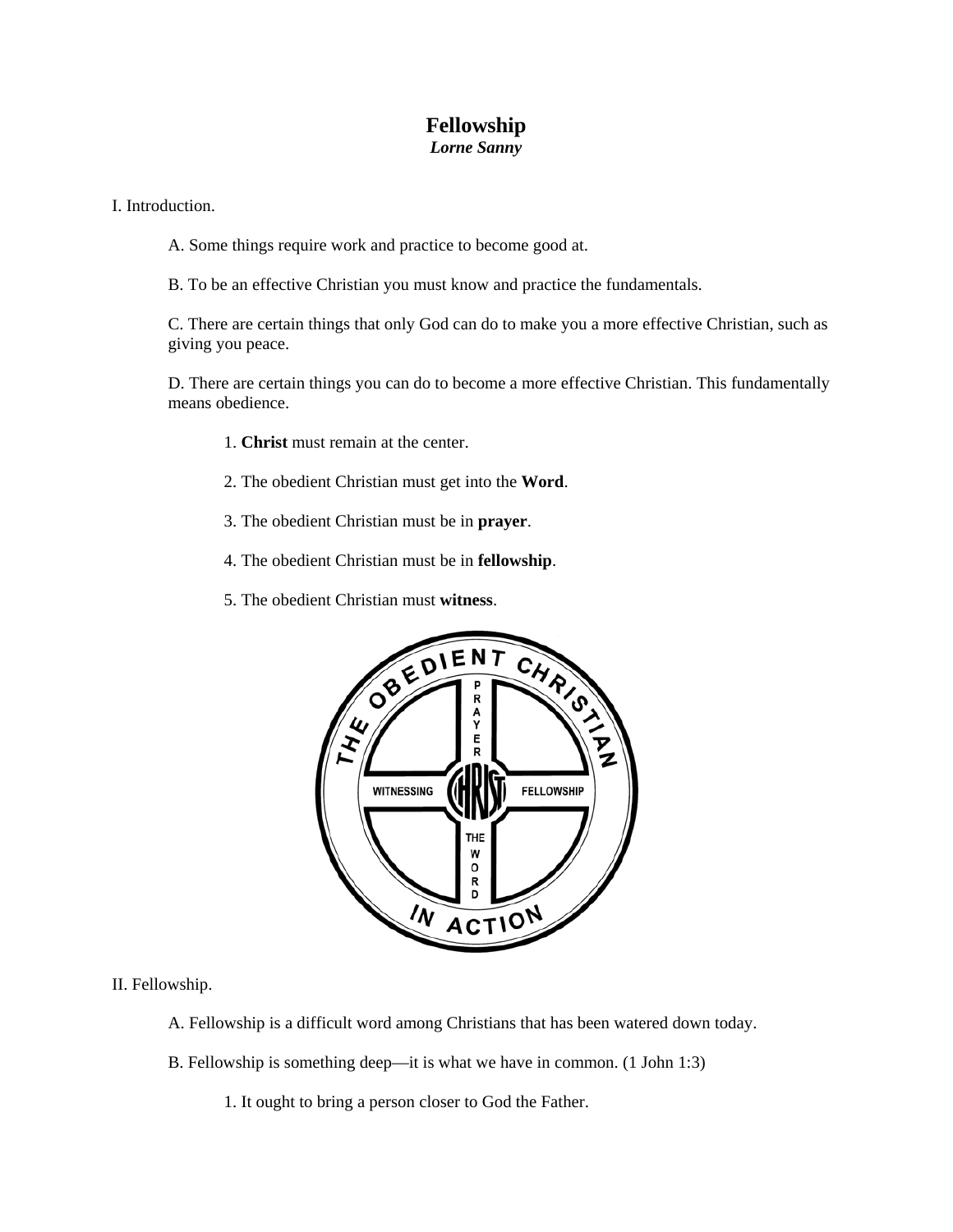# Fellowship

***Lorne Sanny***

I. Introduction.

A. Some things require work and practice to become good at.

B. To be an effective Christian you must know and practice the fundamentals.

C. There are certain things that only God can do to make you a more effective Christian, such as giving you peace.

D. There are certain things you can do to become a more effective Christian. This fundamentally means obedience.

1. **Christ** must remain at the center.

2. The obedient Christian must get into the **Word**.

3. The obedient Christian must be in **prayer**.

4. The obedient Christian must be in **fellowship**.

5. The obedient Christian must **witness**.

II. Fellowship.

A. Fellowship is a difficult word among Christians that has been watered down today.

B. Fellowship is something deep—it is what we have in common. (1 John 1:3)

1. It ought to bring a person closer to God the Father.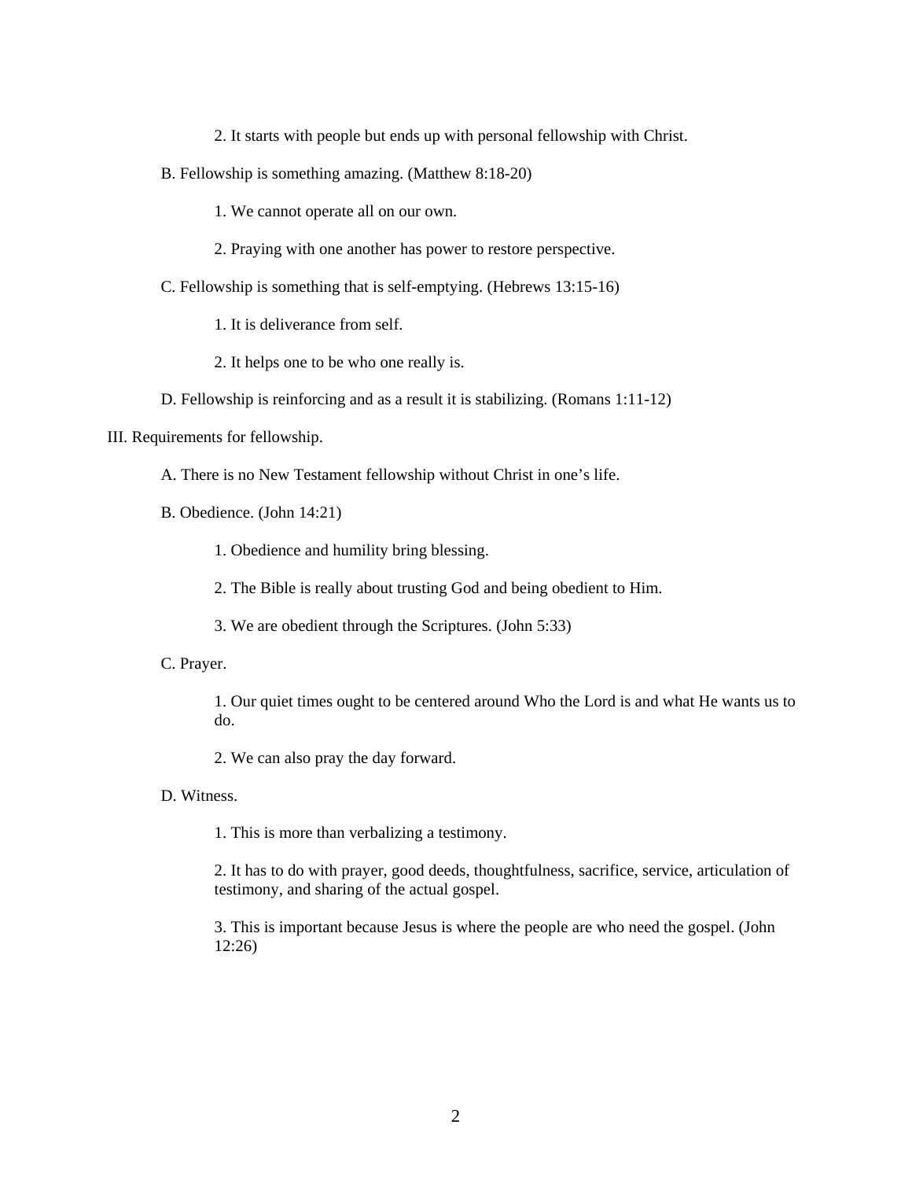2. It starts with people but ends up with personal fellowship with Christ.

  B. Fellowship is something amazing. (Matthew 8:18-20)

    1. We cannot operate all on our own.

    2. Praying with one another has power to restore perspective.

  C. Fellowship is something that is self-emptying. (Hebrews 13:15-16)

    1. It is deliverance from self.

    2. It helps one to be who one really is.

  D. Fellowship is reinforcing and as a result it is stabilizing. (Romans 1:11-12)

III. Requirements for fellowship.

  A. There is no New Testament fellowship without Christ in one's life.

  B. Obedience. (John 14:21)

    1. Obedience and humility bring blessing.

    2. The Bible is really about trusting God and being obedient to Him.

    3. We are obedient through the Scriptures. (John 5:33)

  C. Prayer.

    1. Our quiet times ought to be centered around Who the Lord is and what He wants us to do.

    2. We can also pray the day forward.

  D. Witness.

    1. This is more than verbalizing a testimony.

    2. It has to do with prayer, good deeds, thoughtfulness, sacrifice, service, articulation of testimony, and sharing of the actual gospel.

    3. This is important because Jesus is where the people are who need the gospel. (John 12:26)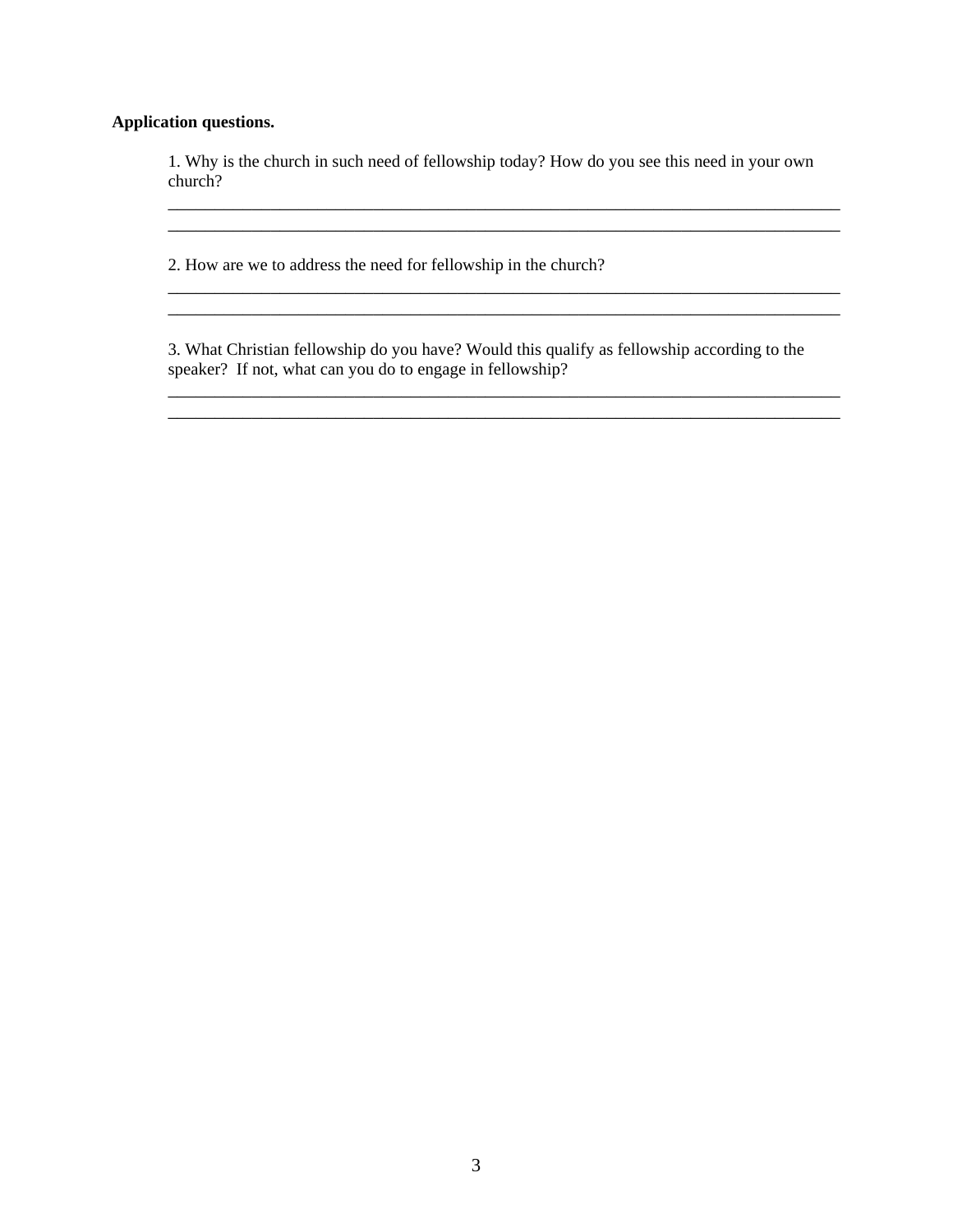**Application questions.**

1. Why is the church in such need of fellowship today? How do you see this need in your own church?

________________________________________________________________________________
________________________________________________________________________________

2. How are we to address the need for fellowship in the church?

________________________________________________________________________________
________________________________________________________________________________

3. What Christian fellowship do you have? Would this qualify as fellowship according to the speaker? If not, what can you do to engage in fellowship?

________________________________________________________________________________
________________________________________________________________________________